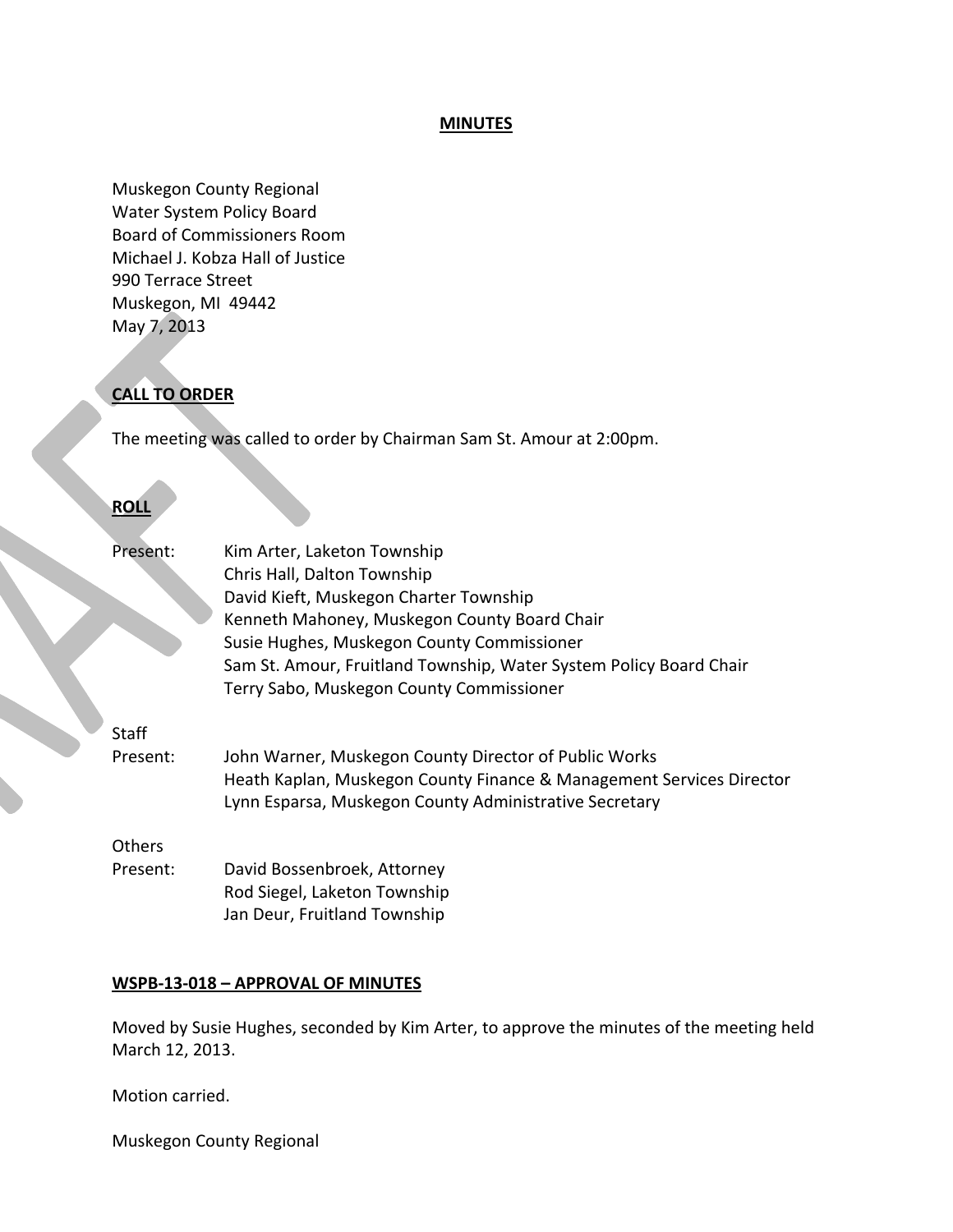**MINUTES**

Muskegon County Regional
Water System Policy Board
Board of Commissioners Room
Michael J. Kobza Hall of Justice
990 Terrace Street
Muskegon, MI 49442
May 7, 2013

**CALL TO ORDER**

The meeting was called to order by Chairman Sam St. Amour at 2:00pm.

**ROLL**

Present:
- Kim Arter, Laketon Township
- Chris Hall, Dalton Township
- David Kieft, Muskegon Charter Township
- Kenneth Mahoney, Muskegon County Board Chair
- Susie Hughes, Muskegon County Commissioner
- Sam St. Amour, Fruitland Township, Water System Policy Board Chair
- Terry Sabo, Muskegon County Commissioner

Staff Present:
- John Warner, Muskegon County Director of Public Works
- Heath Kaplan, Muskegon County Finance & Management Services Director
- Lynn Esparsa, Muskegon County Administrative Secretary

Others Present:
- David Bossenbroek, Attorney
- Rod Siegel, Laketon Township
- Jan Deur, Fruitland Township

**WSPB-13-018 – APPROVAL OF MINUTES**

Moved by Susie Hughes, seconded by Kim Arter, to approve the minutes of the meeting held March 12, 2013.

Motion carried.

Muskegon County Regional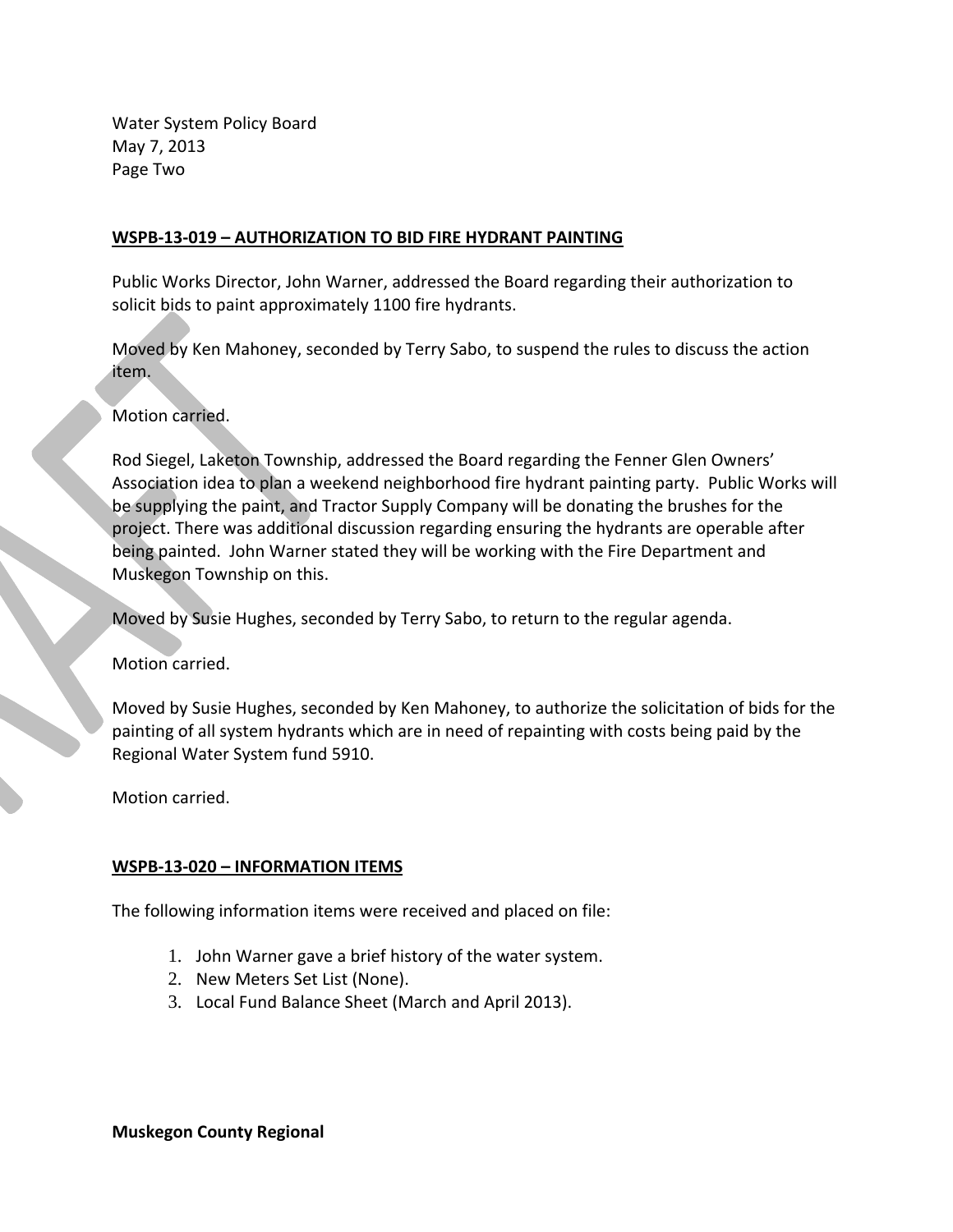## WSPB-13-019 – AUTHORIZATION TO BID FIRE HYDRANT PAINTING

Public Works Director, John Warner, addressed the Board regarding their authorization to solicit bids to paint approximately 1100 fire hydrants.

Moved by Ken Mahoney, seconded by Terry Sabo, to suspend the rules to discuss the action item.

Motion carried.

Rod Siegel, Laketon Township, addressed the Board regarding the Fenner Glen Owners' Association idea to plan a weekend neighborhood fire hydrant painting party. Public Works will be supplying the paint, and Tractor Supply Company will be donating the brushes for the project. There was additional discussion regarding ensuring the hydrants are operable after being painted. John Warner stated they will be working with the Fire Department and Muskegon Township on this.

Moved by Susie Hughes, seconded by Terry Sabo, to return to the regular agenda.

Motion carried.

Moved by Susie Hughes, seconded by Ken Mahoney, to authorize the solicitation of bids for the painting of all system hydrants which are in need of repainting with costs being paid by the Regional Water System fund 5910.

Motion carried.

## WSPB-13-020 – INFORMATION ITEMS

The following information items were received and placed on file:

1. John Warner gave a brief history of the water system.
2. New Meters Set List (None).
3. Local Fund Balance Sheet (March and April 2013).

**Muskegon County Regional**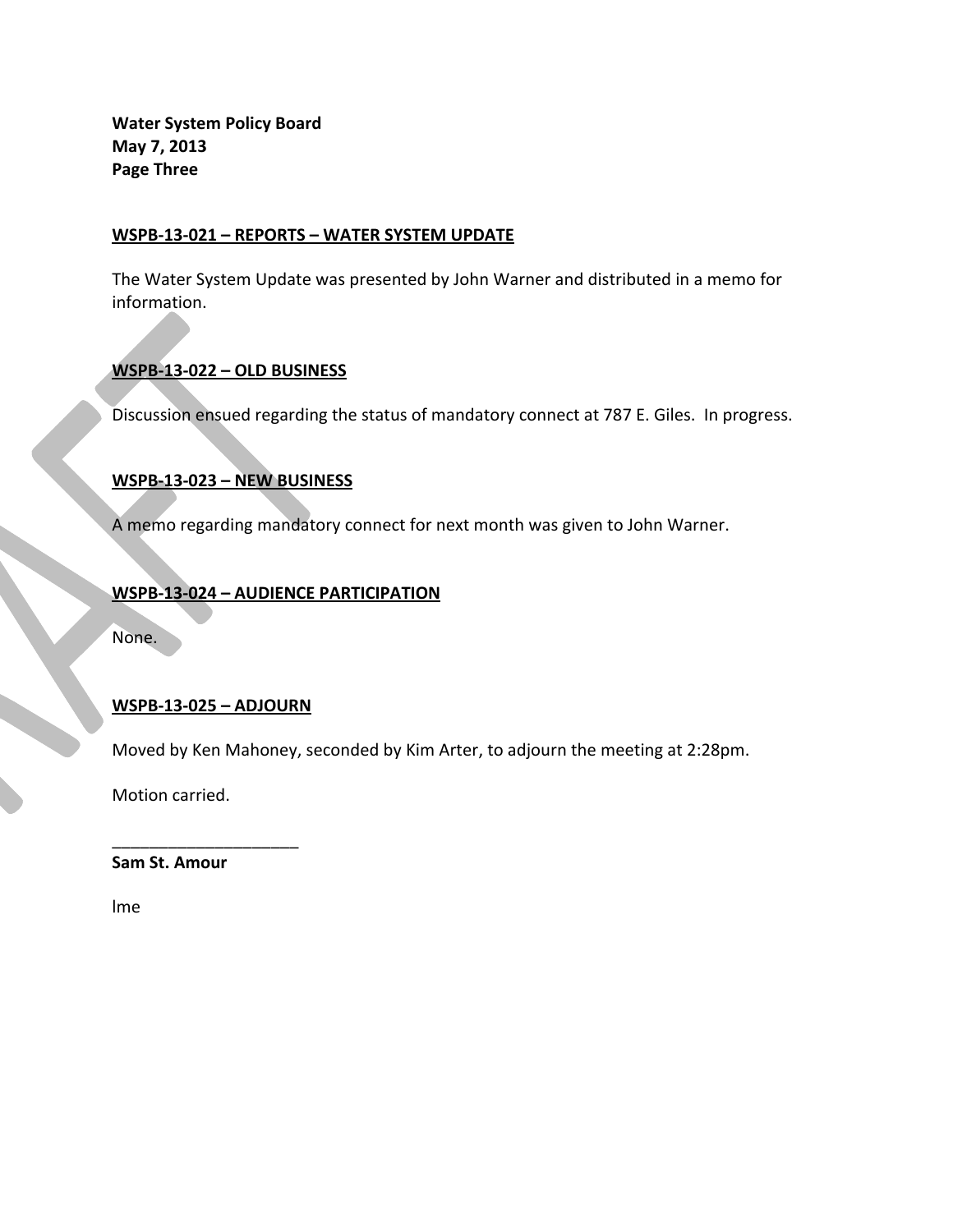## WSPB-13-021 – REPORTS – WATER SYSTEM UPDATE

The Water System Update was presented by John Warner and distributed in a memo for information.

## WSPB-13-022 – OLD BUSINESS

Discussion ensued regarding the status of mandatory connect at 787 E. Giles. In progress.

## WSPB-13-023 – NEW BUSINESS

A memo regarding mandatory connect for next month was given to John Warner.

## WSPB-13-024 – AUDIENCE PARTICIPATION

None.

## WSPB-13-025 – ADJOURN

Moved by Ken Mahoney, seconded by Kim Arter, to adjourn the meeting at 2:28pm.

Motion carried.

____________________

**Sam St. Amour**

lme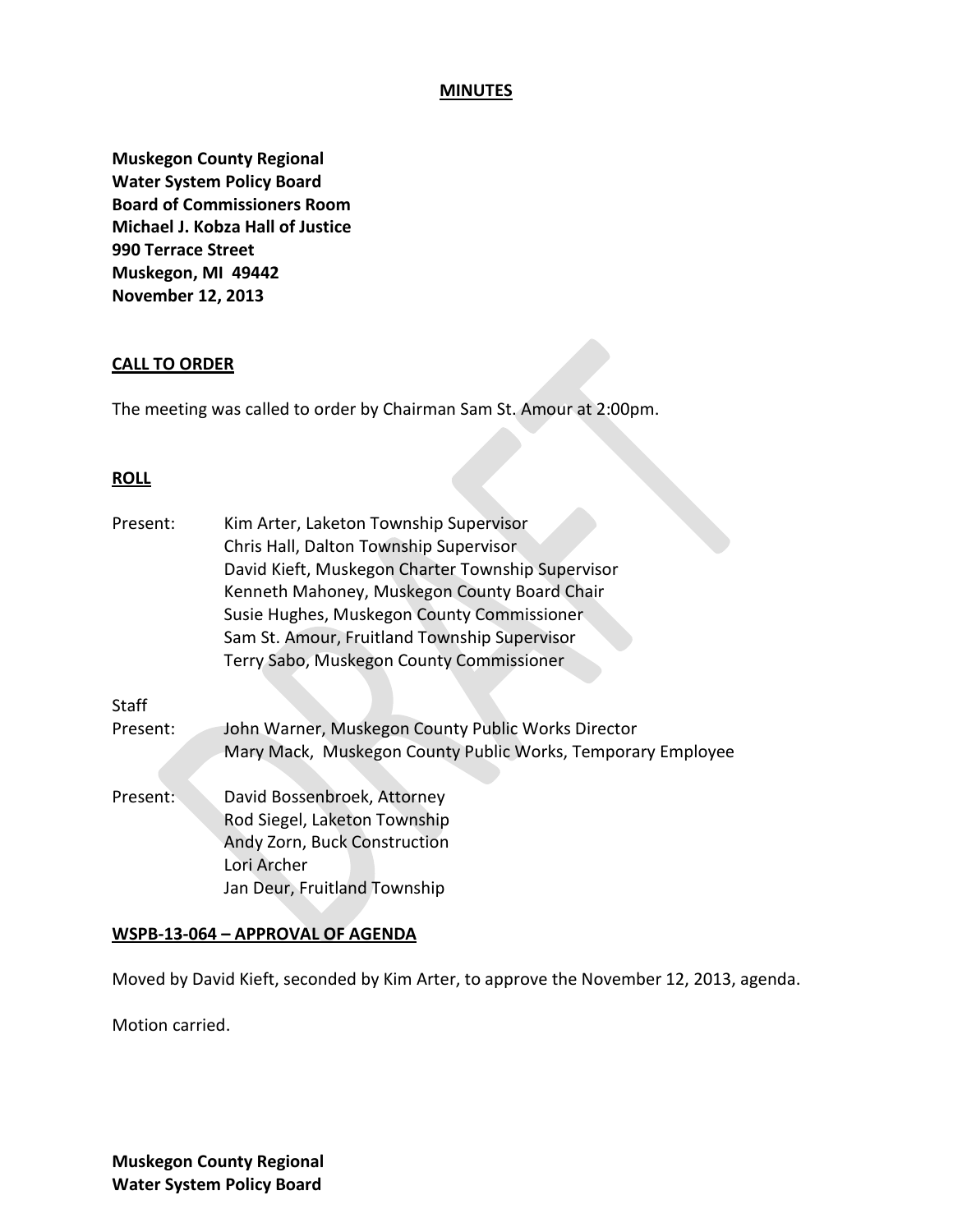**MINUTES**

**Muskegon County Regional**
**Water System Policy Board**
**Board of Commissioners Room**
**Michael J. Kobza Hall of Justice**
**990 Terrace Street**
**Muskegon, MI 49442**
**November 12, 2013**

**CALL TO ORDER**

The meeting was called to order by Chairman Sam St. Amour at 2:00pm.

**ROLL**

Present:
- Kim Arter, Laketon Township Supervisor
- Chris Hall, Dalton Township Supervisor
- David Kieft, Muskegon Charter Township Supervisor
- Kenneth Mahoney, Muskegon County Board Chair
- Susie Hughes, Muskegon County Commissioner
- Sam St. Amour, Fruitland Township Supervisor
- Terry Sabo, Muskegon County Commissioner

Staff Present:
- John Warner, Muskegon County Public Works Director
- Mary Mack, Muskegon County Public Works, Temporary Employee

Present:
- David Bossenbroek, Attorney
- Rod Siegel, Laketon Township
- Andy Zorn, Buck Construction
- Lori Archer
- Jan Deur, Fruitland Township

**WSPB-13-064 – APPROVAL OF AGENDA**

Moved by David Kieft, seconded by Kim Arter, to approve the November 12, 2013, agenda.

Motion carried.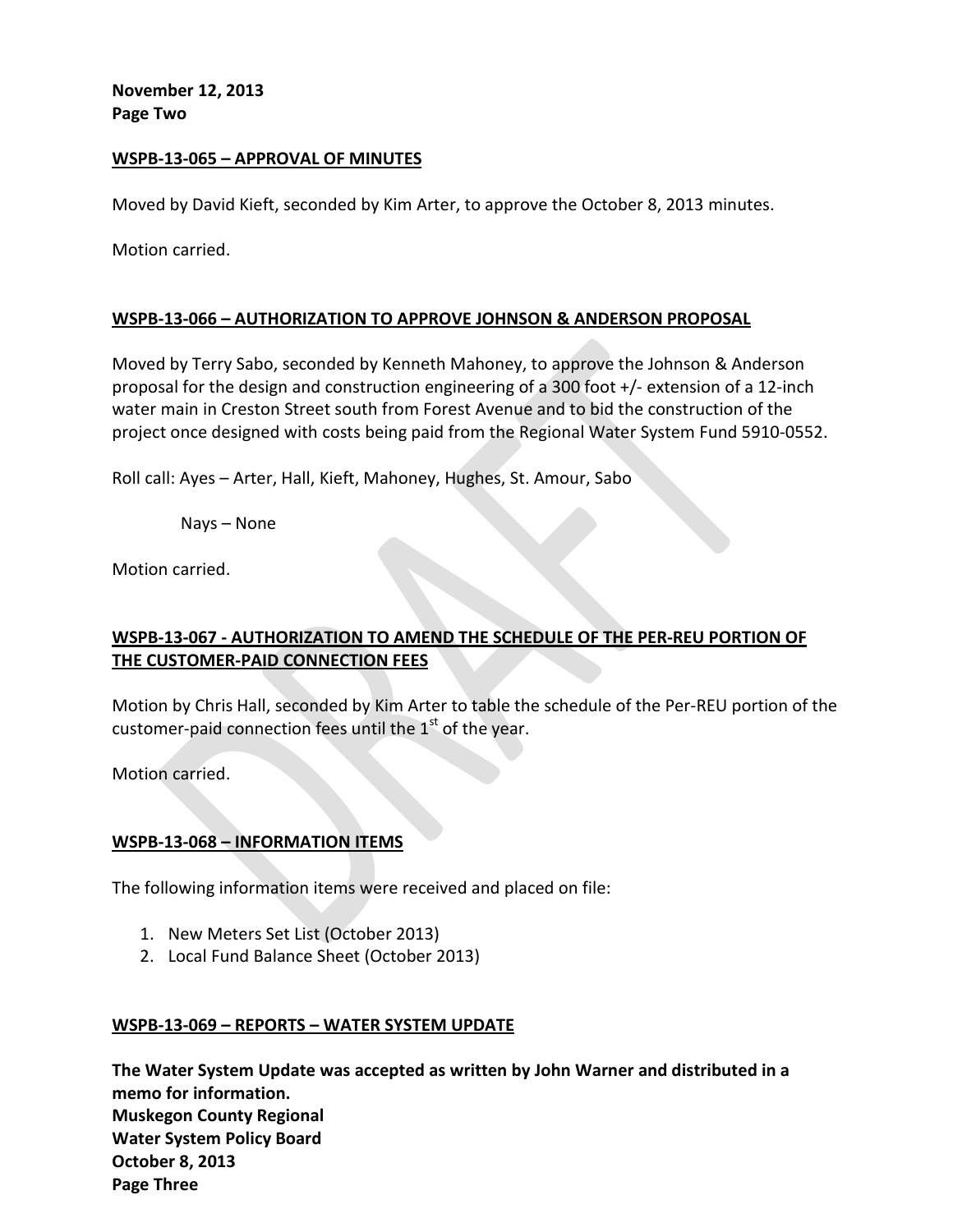**November 12, 2013**
**Page Two**

**WSPB-13-065 – APPROVAL OF MINUTES**

Moved by David Kieft, seconded by Kim Arter, to approve the October 8, 2013 minutes.

Motion carried.

**WSPB-13-066 – AUTHORIZATION TO APPROVE JOHNSON & ANDERSON PROPOSAL**

Moved by Terry Sabo, seconded by Kenneth Mahoney, to approve the Johnson & Anderson proposal for the design and construction engineering of a 300 foot +/- extension of a 12-inch water main in Creston Street south from Forest Avenue and to bid the construction of the project once designed with costs being paid from the Regional Water System Fund 5910-0552.

Roll call: Ayes – Arter, Hall, Kieft, Mahoney, Hughes, St. Amour, Sabo

Nays – None

Motion carried.

**WSPB-13-067 - AUTHORIZATION TO AMEND THE SCHEDULE OF THE PER-REU PORTION OF THE CUSTOMER-PAID CONNECTION FEES**

Motion by Chris Hall, seconded by Kim Arter to table the schedule of the Per-REU portion of the customer-paid connection fees until the 1st of the year.

Motion carried.

**WSPB-13-068 – INFORMATION ITEMS**

The following information items were received and placed on file:

1. New Meters Set List (October 2013)
2. Local Fund Balance Sheet (October 2013)

**WSPB-13-069 – REPORTS – WATER SYSTEM UPDATE**

**The Water System Update was accepted as written by John Warner and distributed in a memo for information.**
**Muskegon County Regional**
**Water System Policy Board**
**October 8, 2013**
**Page Three**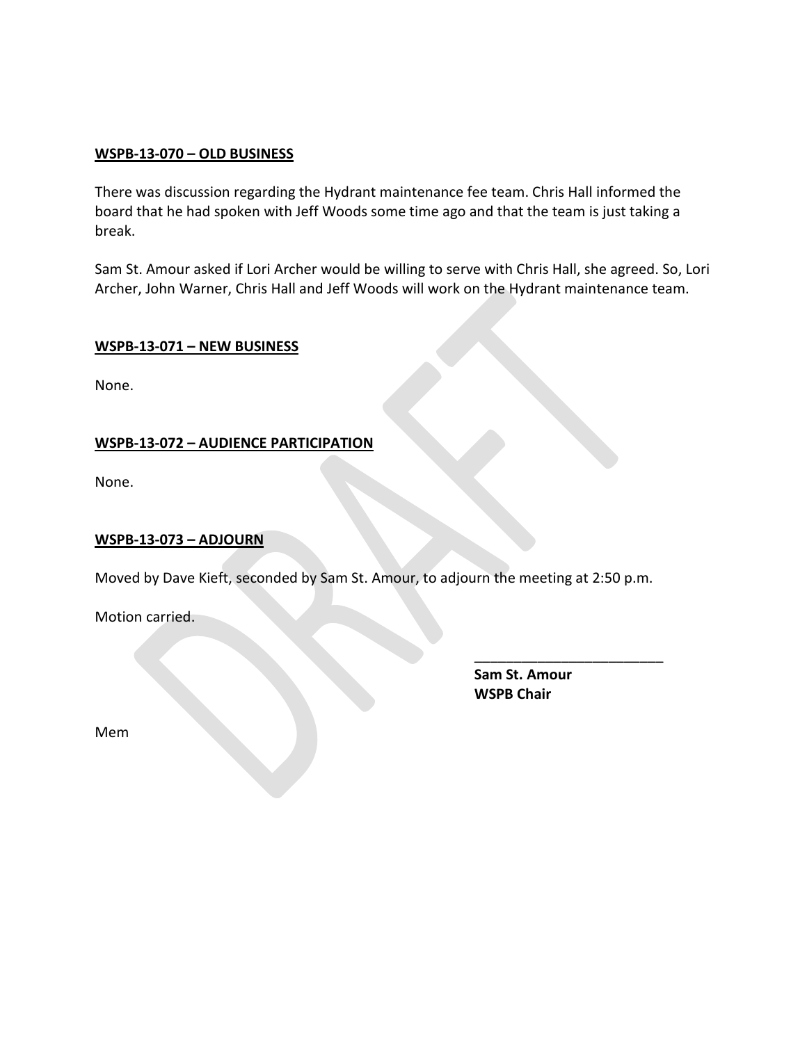**WSPB-13-070 – OLD BUSINESS**

There was discussion regarding the Hydrant maintenance fee team. Chris Hall informed the board that he had spoken with Jeff Woods some time ago and that the team is just taking a break.

Sam St. Amour asked if Lori Archer would be willing to serve with Chris Hall, she agreed. So, Lori Archer, John Warner, Chris Hall and Jeff Woods will work on the Hydrant maintenance team.

**WSPB-13-071 – NEW BUSINESS**

None.

**WSPB-13-072 – AUDIENCE PARTICIPATION**

None.

**WSPB-13-073 – ADJOURN**

Moved by Dave Kieft, seconded by Sam St. Amour, to adjourn the meeting at 2:50 p.m.

Motion carried.

\_\_\_\_\_\_\_\_\_\_\_\_\_\_\_\_\_\_\_\_\_\_\_\_\_

**Sam St. Amour**
**WSPB Chair**

Mem